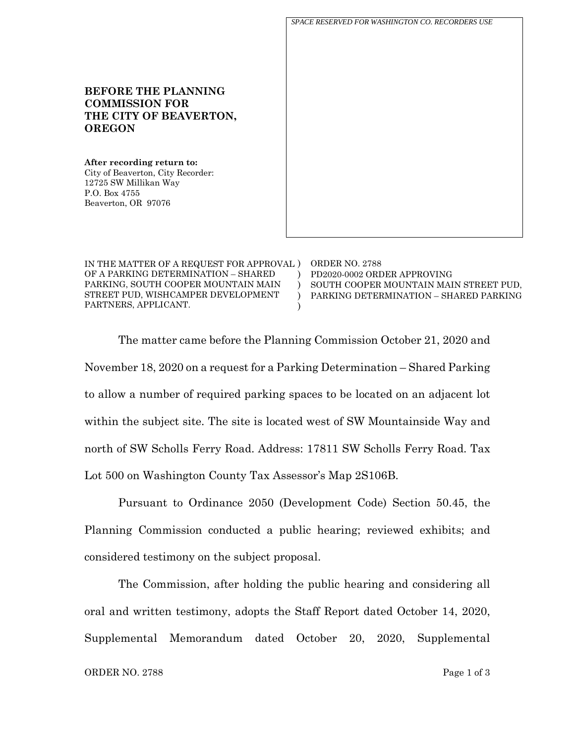*SPACE RESERVED FOR WASHINGTON CO. RECORDERS USE*

**BEFORE THE PLANNING COMMISSION FOR THE CITY OF BEAVERTON, OREGON**

**After recording return to:**
City of Beaverton, City Recorder:
12725 SW Millikan Way
P.O. Box 4755
Beaverton, OR 97076

| | |
|---|---|
| IN THE MATTER OF A REQUEST FOR APPROVAL OF A PARKING DETERMINATION – SHARED PARKING, SOUTH COOPER MOUNTAIN MAIN STREET PUD, WISHCAMPER DEVELOPMENT PARTNERS, APPLICANT. | ORDER NO. 2788<br>PD2020-0002 ORDER APPROVING SOUTH COOPER MOUNTAIN MAIN STREET PUD, PARKING DETERMINATION – SHARED PARKING |

The matter came before the Planning Commission October 21, 2020 and November 18, 2020 on a request for a Parking Determination – Shared Parking to allow a number of required parking spaces to be located on an adjacent lot within the subject site. The site is located west of SW Mountainside Way and north of SW Scholls Ferry Road. Address: 17811 SW Scholls Ferry Road. Tax Lot 500 on Washington County Tax Assessor's Map 2S106B.

Pursuant to Ordinance 2050 (Development Code) Section 50.45, the Planning Commission conducted a public hearing; reviewed exhibits; and considered testimony on the subject proposal.

The Commission, after holding the public hearing and considering all oral and written testimony, adopts the Staff Report dated October 14, 2020, Supplemental Memorandum dated October 20, 2020, Supplemental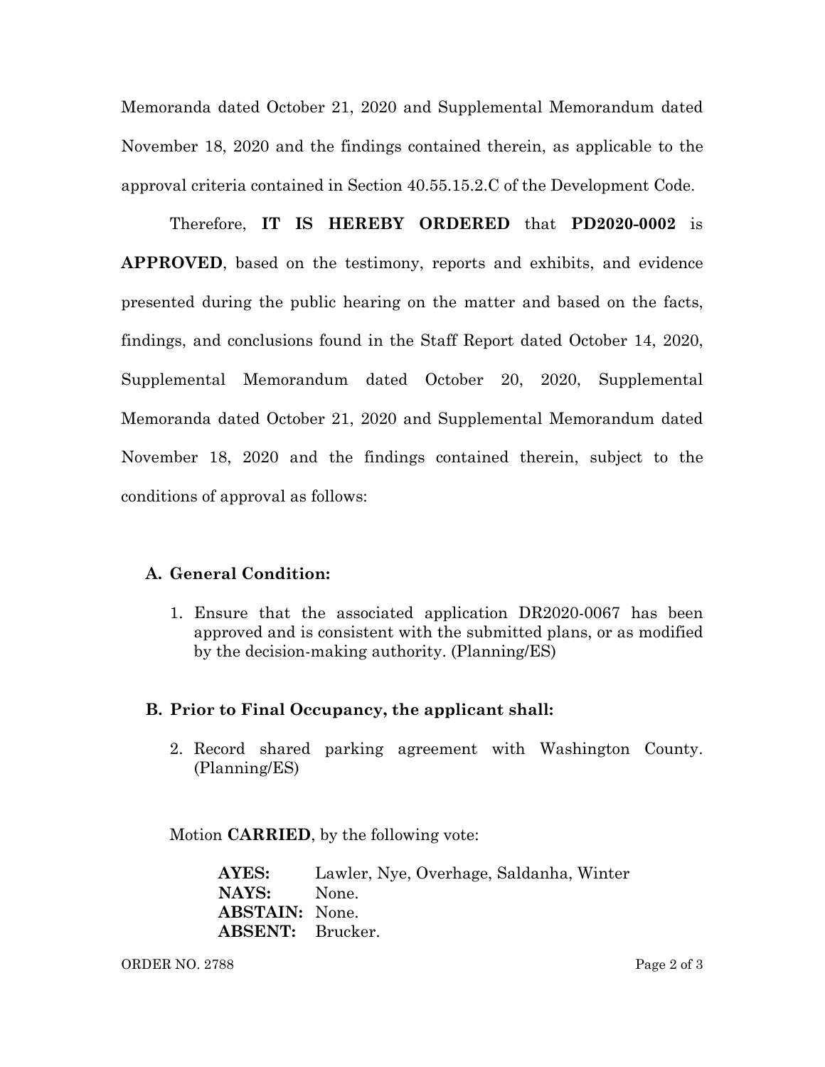Memoranda dated October 21, 2020 and Supplemental Memorandum dated November 18, 2020 and the findings contained therein, as applicable to the approval criteria contained in Section 40.55.15.2.C of the Development Code.

Therefore, **IT IS HEREBY ORDERED** that **PD2020-0002** is **APPROVED**, based on the testimony, reports and exhibits, and evidence presented during the public hearing on the matter and based on the facts, findings, and conclusions found in the Staff Report dated October 14, 2020, Supplemental Memorandum dated October 20, 2020, Supplemental Memoranda dated October 21, 2020 and Supplemental Memorandum dated November 18, 2020 and the findings contained therein, subject to the conditions of approval as follows:

**A. General Condition:**

1. Ensure that the associated application DR2020-0067 has been approved and is consistent with the submitted plans, or as modified by the decision-making authority. (Planning/ES)

**B. Prior to Final Occupancy, the applicant shall:**

2. Record shared parking agreement with Washington County. (Planning/ES)

Motion **CARRIED**, by the following vote:

**AYES:** Lawler, Nye, Overhage, Saldanha, Winter
**NAYS:** None.
**ABSTAIN:** None.
**ABSENT:** Brucker.

ORDER NO. 2788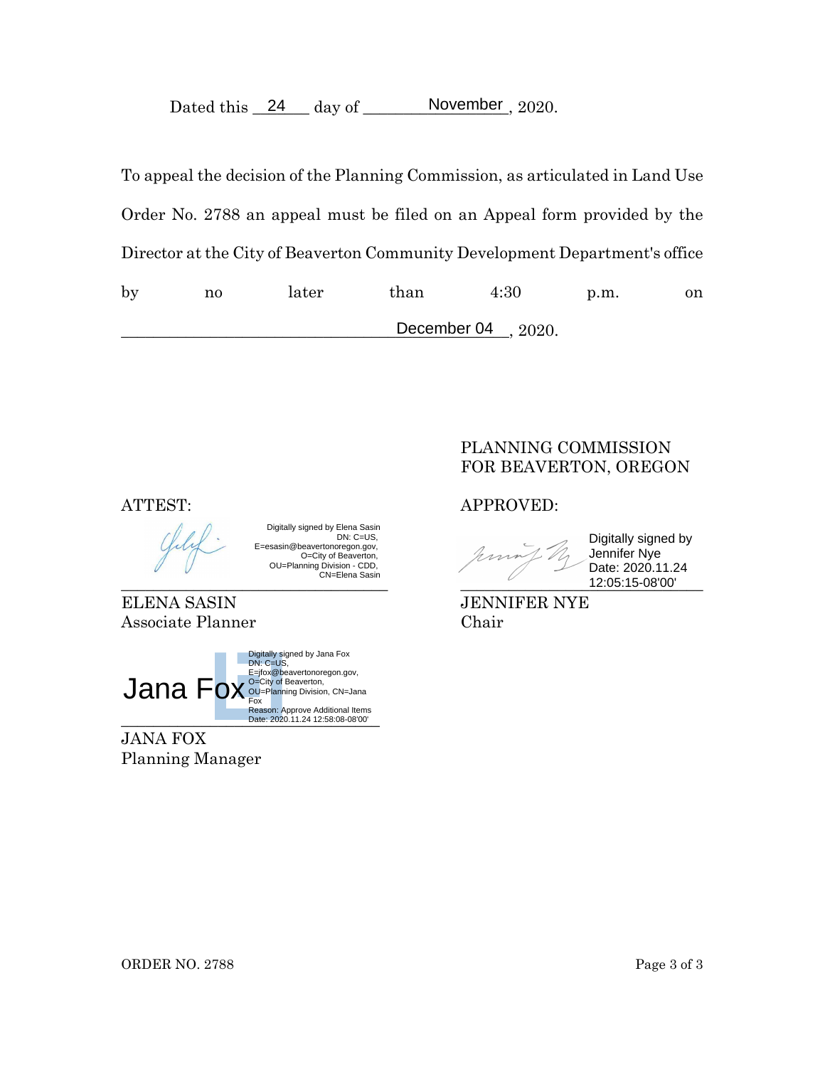Dated this 24 day of November, 2020.

To appeal the decision of the Planning Commission, as articulated in Land Use Order No. 2788 an appeal must be filed on an Appeal form provided by the Director at the City of Beaverton Community Development Department's office by no later than 4:30 p.m. on December 04, 2020.

PLANNING COMMISSION
FOR BEAVERTON, OREGON

ATTEST:

Digitally signed by Elena Sasin
DN: C=US, E=esasin@beavertonoregon.gov, O=City of Beaverton, OU=Planning Division - CDD, CN=Elena Sasin

ELENA SASIN
Associate Planner

APPROVED:

Digitally signed by Jennifer Nye
Date: 2020.11.24 12:05:15-08'00'

JENNIFER NYE
Chair

Jana Fox

Digitally signed by Jana Fox
DN: C=US, E=jfox@beavertonoregon.gov, O=City of Beaverton, OU=Planning Division, CN=Jana Fox
Reason: Approve Additional Items
Date: 2020.11.24 12:58:08-08'00'

JANA FOX
Planning Manager

ORDER NO. 2788